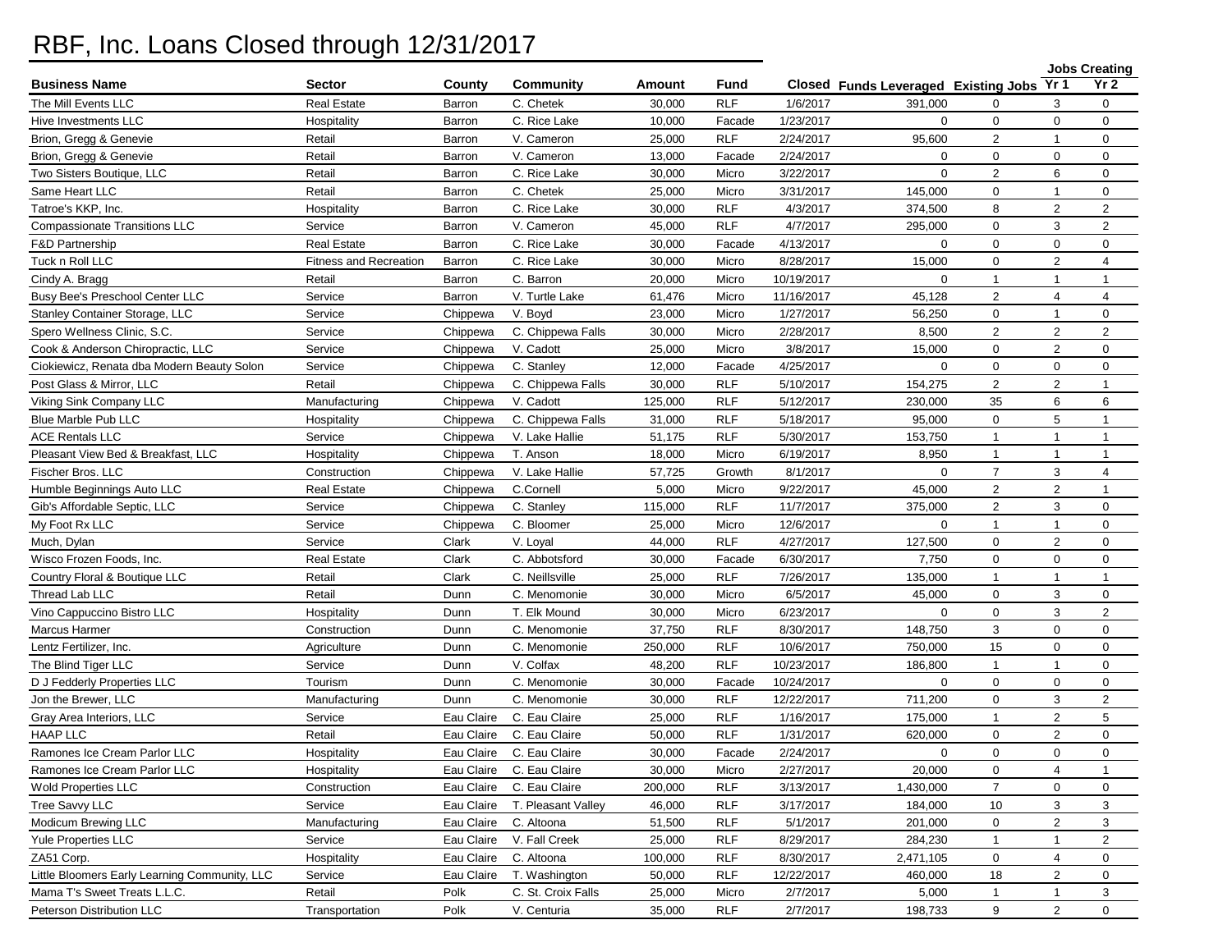# RBF, Inc. Loans Closed through 12/31/2017

| Business Name | Sector | County | Community | Amount | Fund | Closed | Funds Leveraged | Existing Jobs | Jobs Creating Yr 1 | Jobs Creating Yr 2 |
|---|---|---|---|---|---|---|---|---|---|---|
| The Mill Events LLC | Real Estate | Barron | C. Chetek | 30,000 | RLF | 1/6/2017 | 391,000 | 0 | 3 | 0 |
| Hive Investments LLC | Hospitality | Barron | C. Rice Lake | 10,000 | Facade | 1/23/2017 | 0 | 0 | 0 | 0 |
| Brion, Gregg & Genevie | Retail | Barron | V. Cameron | 25,000 | RLF | 2/24/2017 | 95,600 | 2 | 1 | 0 |
| Brion, Gregg & Genevie | Retail | Barron | V. Cameron | 13,000 | Facade | 2/24/2017 | 0 | 0 | 0 | 0 |
| Two Sisters Boutique, LLC | Retail | Barron | C. Rice Lake | 30,000 | Micro | 3/22/2017 | 0 | 2 | 6 | 0 |
| Same Heart LLC | Retail | Barron | C. Chetek | 25,000 | Micro | 3/31/2017 | 145,000 | 0 | 1 | 0 |
| Tatroe's KKP, Inc. | Hospitality | Barron | C. Rice Lake | 30,000 | RLF | 4/3/2017 | 374,500 | 8 | 2 | 2 |
| Compassionate Transitions LLC | Service | Barron | V. Cameron | 45,000 | RLF | 4/7/2017 | 295,000 | 0 | 3 | 2 |
| F&D Partnership | Real Estate | Barron | C. Rice Lake | 30,000 | Facade | 4/13/2017 | 0 | 0 | 0 | 0 |
| Tuck n Roll LLC | Fitness and Recreation | Barron | C. Rice Lake | 30,000 | Micro | 8/28/2017 | 15,000 | 0 | 2 | 4 |
| Cindy A. Bragg | Retail | Barron | C. Barron | 20,000 | Micro | 10/19/2017 | 0 | 1 | 1 | 1 |
| Busy Bee's Preschool Center LLC | Service | Barron | V. Turtle Lake | 61,476 | Micro | 11/16/2017 | 45,128 | 2 | 4 | 4 |
| Stanley Container Storage, LLC | Service | Chippewa | V. Boyd | 23,000 | Micro | 1/27/2017 | 56,250 | 0 | 1 | 0 |
| Spero Wellness Clinic, S.C. | Service | Chippewa | C. Chippewa Falls | 30,000 | Micro | 2/28/2017 | 8,500 | 2 | 2 | 2 |
| Cook & Anderson Chiropractic, LLC | Service | Chippewa | V. Cadott | 25,000 | Micro | 3/8/2017 | 15,000 | 0 | 2 | 0 |
| Ciokiewicz, Renata dba Modern Beauty Solon | Service | Chippewa | C. Stanley | 12,000 | Facade | 4/25/2017 | 0 | 0 | 0 | 0 |
| Post Glass & Mirror, LLC | Retail | Chippewa | C. Chippewa Falls | 30,000 | RLF | 5/10/2017 | 154,275 | 2 | 2 | 1 |
| Viking Sink Company LLC | Manufacturing | Chippewa | V. Cadott | 125,000 | RLF | 5/12/2017 | 230,000 | 35 | 6 | 6 |
| Blue Marble Pub LLC | Hospitality | Chippewa | C. Chippewa Falls | 31,000 | RLF | 5/18/2017 | 95,000 | 0 | 5 | 1 |
| ACE Rentals LLC | Service | Chippewa | V. Lake Hallie | 51,175 | RLF | 5/30/2017 | 153,750 | 1 | 1 | 1 |
| Pleasant View Bed & Breakfast, LLC | Hospitality | Chippewa | T. Anson | 18,000 | Micro | 6/19/2017 | 8,950 | 1 | 1 | 1 |
| Fischer Bros. LLC | Construction | Chippewa | V. Lake Hallie | 57,725 | Growth | 8/1/2017 | 0 | 7 | 3 | 4 |
| Humble Beginnings Auto LLC | Real Estate | Chippewa | C.Cornell | 5,000 | Micro | 9/22/2017 | 45,000 | 2 | 2 | 1 |
| Gib's Affordable Septic, LLC | Service | Chippewa | C. Stanley | 115,000 | RLF | 11/7/2017 | 375,000 | 2 | 3 | 0 |
| My Foot Rx LLC | Service | Chippewa | C. Bloomer | 25,000 | Micro | 12/6/2017 | 0 | 1 | 1 | 0 |
| Much, Dylan | Service | Clark | V. Loyal | 44,000 | RLF | 4/27/2017 | 127,500 | 0 | 2 | 0 |
| Wisco Frozen Foods, Inc. | Real Estate | Clark | C. Abbotsford | 30,000 | Facade | 6/30/2017 | 7,750 | 0 | 0 | 0 |
| Country Floral & Boutique LLC | Retail | Clark | C. Neillsville | 25,000 | RLF | 7/26/2017 | 135,000 | 1 | 1 | 1 |
| Thread Lab LLC | Retail | Dunn | C. Menomonie | 30,000 | Micro | 6/5/2017 | 45,000 | 0 | 3 | 0 |
| Vino Cappuccino Bistro LLC | Hospitality | Dunn | T. Elk Mound | 30,000 | Micro | 6/23/2017 | 0 | 0 | 3 | 2 |
| Marcus Harmer | Construction | Dunn | C. Menomonie | 37,750 | RLF | 8/30/2017 | 148,750 | 3 | 0 | 0 |
| Lentz Fertilizer, Inc. | Agriculture | Dunn | C. Menomonie | 250,000 | RLF | 10/6/2017 | 750,000 | 15 | 0 | 0 |
| The Blind Tiger LLC | Service | Dunn | V. Colfax | 48,200 | RLF | 10/23/2017 | 186,800 | 1 | 1 | 0 |
| D J Fedderly Properties LLC | Tourism | Dunn | C. Menomonie | 30,000 | Facade | 10/24/2017 | 0 | 0 | 0 | 0 |
| Jon the Brewer, LLC | Manufacturing | Dunn | C. Menomonie | 30,000 | RLF | 12/22/2017 | 711,200 | 0 | 3 | 2 |
| Gray Area Interiors, LLC | Service | Eau Claire | C. Eau Claire | 25,000 | RLF | 1/16/2017 | 175,000 | 1 | 2 | 5 |
| HAAP LLC | Retail | Eau Claire | C. Eau Claire | 50,000 | RLF | 1/31/2017 | 620,000 | 0 | 2 | 0 |
| Ramones Ice Cream Parlor LLC | Hospitality | Eau Claire | C. Eau Claire | 30,000 | Facade | 2/24/2017 | 0 | 0 | 0 | 0 |
| Ramones Ice Cream Parlor LLC | Hospitality | Eau Claire | C. Eau Claire | 30,000 | Micro | 2/27/2017 | 20,000 | 0 | 4 | 1 |
| Wold Properties LLC | Construction | Eau Claire | C. Eau Claire | 200,000 | RLF | 3/13/2017 | 1,430,000 | 7 | 0 | 0 |
| Tree Savvy LLC | Service | Eau Claire | T. Pleasant Valley | 46,000 | RLF | 3/17/2017 | 184,000 | 10 | 3 | 3 |
| Modicum Brewing LLC | Manufacturing | Eau Claire | C. Altoona | 51,500 | RLF | 5/1/2017 | 201,000 | 0 | 2 | 3 |
| Yule Properties LLC | Service | Eau Claire | V. Fall Creek | 25,000 | RLF | 8/29/2017 | 284,230 | 1 | 1 | 2 |
| ZA51 Corp. | Hospitality | Eau Claire | C. Altoona | 100,000 | RLF | 8/30/2017 | 2,471,105 | 0 | 4 | 0 |
| Little Bloomers Early Learning Community, LLC | Service | Eau Claire | T. Washington | 50,000 | RLF | 12/22/2017 | 460,000 | 18 | 2 | 0 |
| Mama T's Sweet Treats L.L.C. | Retail | Polk | C. St. Croix Falls | 25,000 | Micro | 2/7/2017 | 5,000 | 1 | 1 | 3 |
| Peterson Distribution LLC | Transportation | Polk | V. Centuria | 35,000 | RLF | 2/7/2017 | 198,733 | 9 | 2 | 0 |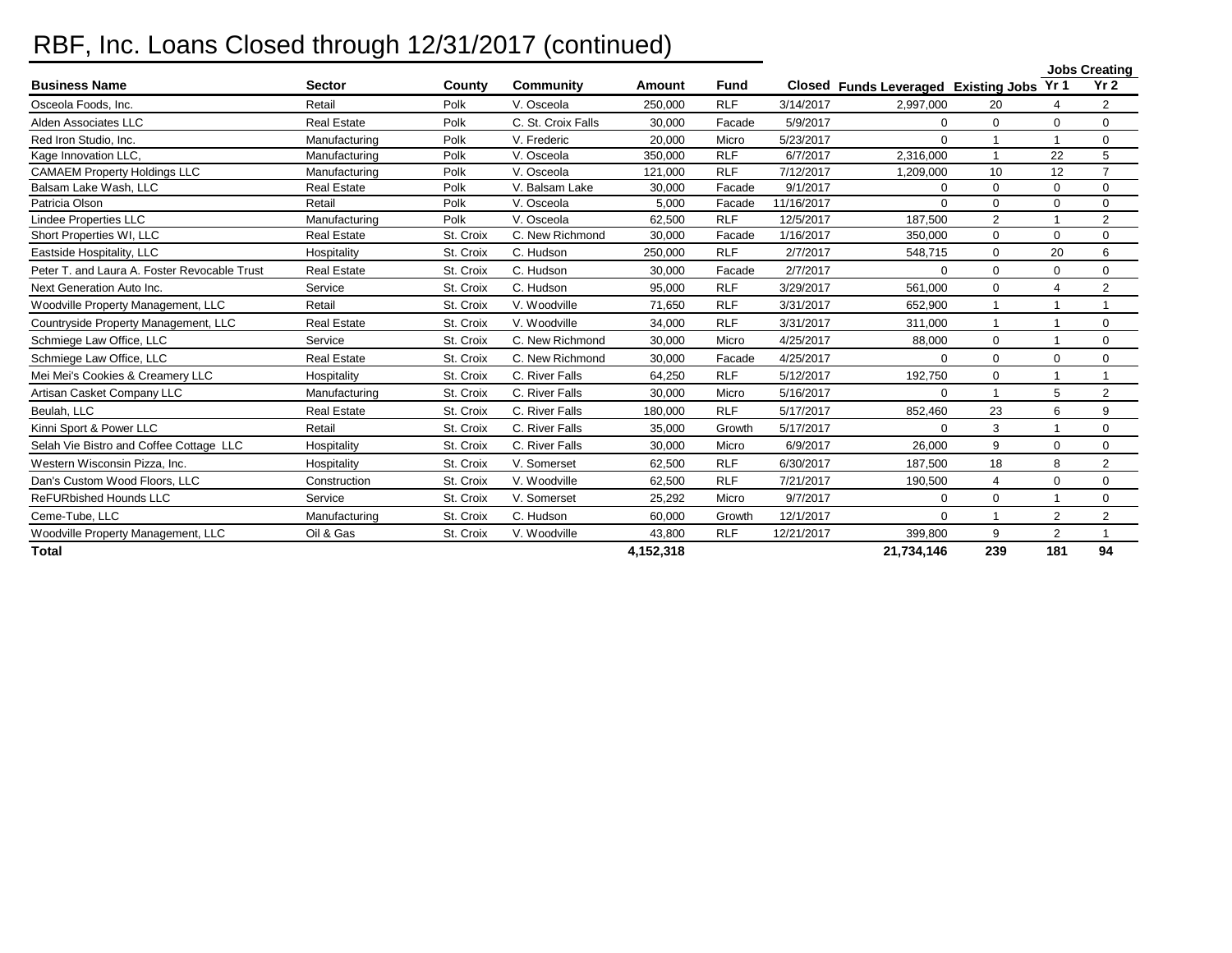# RBF, Inc. Loans Closed through 12/31/2017 (continued)

| Business Name | Sector | County | Community | Amount | Fund | Closed | Funds Leveraged | Existing Jobs | Jobs Creating | |
|---|---|---|---|---|---|---|---|---|---|---|
| | | | | | | | | | Yr 1 | Yr 2 |
| Osceola Foods, Inc. | Retail | Polk | V. Osceola | 250,000 | RLF | 3/14/2017 | 2,997,000 | 20 | 4 | 2 |
| Alden Associates LLC | Real Estate | Polk | C. St. Croix Falls | 30,000 | Facade | 5/9/2017 | 0 | 0 | 0 | 0 |
| Red Iron Studio, Inc. | Manufacturing | Polk | V. Frederic | 20,000 | Micro | 5/23/2017 | 0 | 1 | 1 | 0 |
| Kage Innovation LLC, | Manufacturing | Polk | V. Osceola | 350,000 | RLF | 6/7/2017 | 2,316,000 | 1 | 22 | 5 |
| CAMAEM Property Holdings LLC | Manufacturing | Polk | V. Osceola | 121,000 | RLF | 7/12/2017 | 1,209,000 | 10 | 12 | 7 |
| Balsam Lake Wash, LLC | Real Estate | Polk | V. Balsam Lake | 30,000 | Facade | 9/1/2017 | 0 | 0 | 0 | 0 |
| Patricia Olson | Retail | Polk | V. Osceola | 5,000 | Facade | 11/16/2017 | 0 | 0 | 0 | 0 |
| Lindee Properties LLC | Manufacturing | Polk | V. Osceola | 62,500 | RLF | 12/5/2017 | 187,500 | 2 | 1 | 2 |
| Short Properties WI, LLC | Real Estate | St. Croix | C. New Richmond | 30,000 | Facade | 1/16/2017 | 350,000 | 0 | 0 | 0 |
| Eastside Hospitality, LLC | Hospitality | St. Croix | C. Hudson | 250,000 | RLF | 2/7/2017 | 548,715 | 0 | 20 | 6 |
| Peter T. and Laura A. Foster Revocable Trust | Real Estate | St. Croix | C. Hudson | 30,000 | Facade | 2/7/2017 | 0 | 0 | 0 | 0 |
| Next Generation Auto Inc. | Service | St. Croix | C. Hudson | 95,000 | RLF | 3/29/2017 | 561,000 | 0 | 4 | 2 |
| Woodville Property Management, LLC | Retail | St. Croix | V. Woodville | 71,650 | RLF | 3/31/2017 | 652,900 | 1 | 1 | 1 |
| Countryside Property Management, LLC | Real Estate | St. Croix | V. Woodville | 34,000 | RLF | 3/31/2017 | 311,000 | 1 | 1 | 0 |
| Schmiege Law Office, LLC | Service | St. Croix | C. New Richmond | 30,000 | Micro | 4/25/2017 | 88,000 | 0 | 1 | 0 |
| Schmiege Law Office, LLC | Real Estate | St. Croix | C. New Richmond | 30,000 | Facade | 4/25/2017 | 0 | 0 | 0 | 0 |
| Mei Mei's Cookies & Creamery LLC | Hospitality | St. Croix | C. River Falls | 64,250 | RLF | 5/12/2017 | 192,750 | 0 | 1 | 1 |
| Artisan Casket Company LLC | Manufacturing | St. Croix | C. River Falls | 30,000 | Micro | 5/16/2017 | 0 | 1 | 5 | 2 |
| Beulah, LLC | Real Estate | St. Croix | C. River Falls | 180,000 | RLF | 5/17/2017 | 852,460 | 23 | 6 | 9 |
| Kinni Sport & Power LLC | Retail | St. Croix | C. River Falls | 35,000 | Growth | 5/17/2017 | 0 | 3 | 1 | 0 |
| Selah Vie Bistro and Coffee Cottage LLC | Hospitality | St. Croix | C. River Falls | 30,000 | Micro | 6/9/2017 | 26,000 | 9 | 0 | 0 |
| Western Wisconsin Pizza, Inc. | Hospitality | St. Croix | V. Somerset | 62,500 | RLF | 6/30/2017 | 187,500 | 18 | 8 | 2 |
| Dan's Custom Wood Floors, LLC | Construction | St. Croix | V. Woodville | 62,500 | RLF | 7/21/2017 | 190,500 | 4 | 0 | 0 |
| ReFURbished Hounds LLC | Service | St. Croix | V. Somerset | 25,292 | Micro | 9/7/2017 | 0 | 0 | 1 | 0 |
| Ceme-Tube, LLC | Manufacturing | St. Croix | C. Hudson | 60,000 | Growth | 12/1/2017 | 0 | 1 | 2 | 2 |
| Woodville Property Management, LLC | Oil & Gas | St. Croix | V. Woodville | 43,800 | RLF | 12/21/2017 | 399,800 | 9 | 2 | 1 |
| **Total** | | | | **4,152,318** | | | **21,734,146** | **239** | **181** | **94** |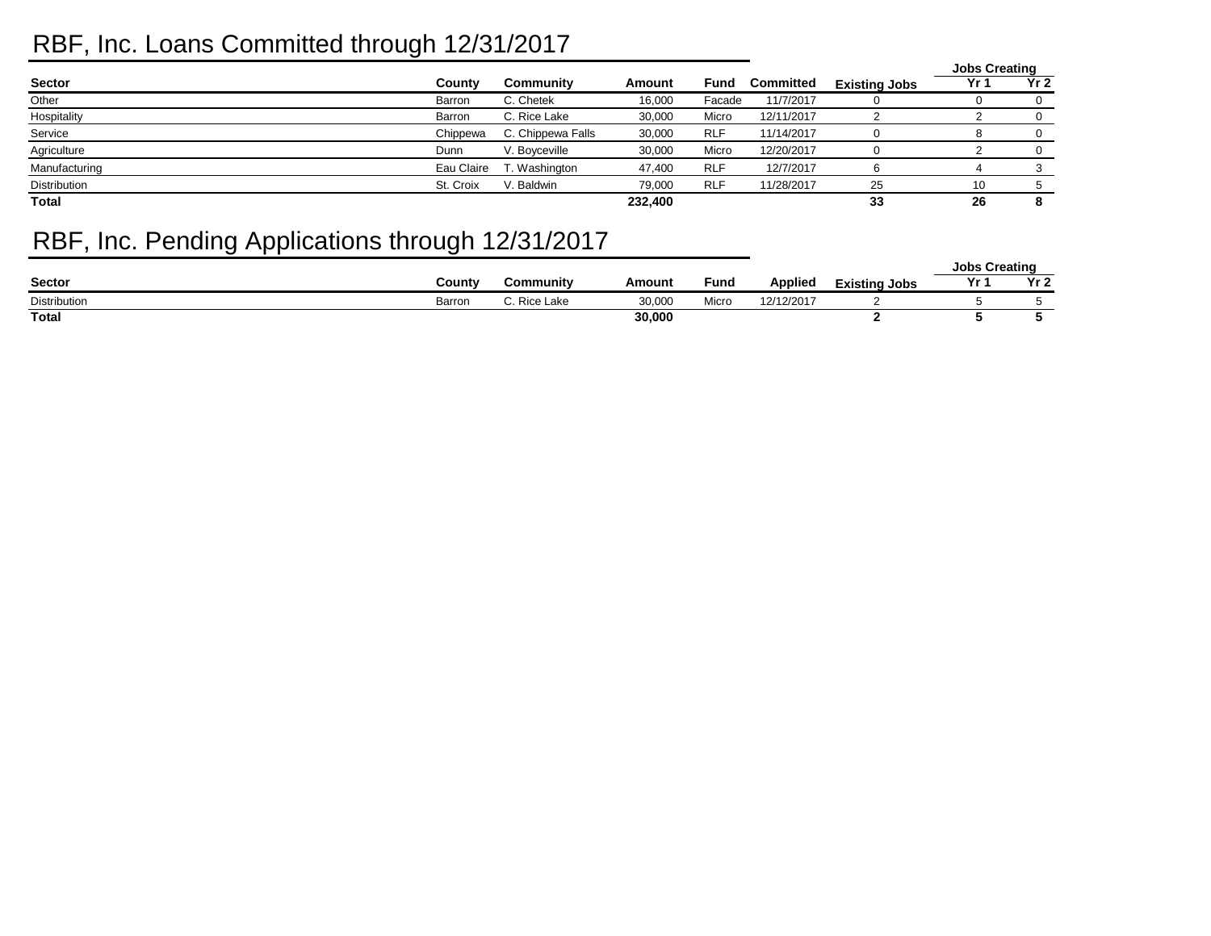# RBF, Inc. Loans Committed through 12/31/2017

| Sector | County | Community | Amount | Fund | Committed | Existing Jobs | Jobs Creating | |
|---|---|---|---|---|---|---|---|---|
| | | | | | | | Yr 1 | Yr 2 |
| Other | Barron | C. Chetek | 16,000 | Facade | 11/7/2017 | 0 | 0 | 0 |
| Hospitality | Barron | C. Rice Lake | 30,000 | Micro | 12/11/2017 | 2 | 2 | 0 |
| Service | Chippewa | C. Chippewa Falls | 30,000 | RLF | 11/14/2017 | 0 | 8 | 0 |
| Agriculture | Dunn | V. Boyceville | 30,000 | Micro | 12/20/2017 | 0 | 2 | 0 |
| Manufacturing | Eau Claire | T. Washington | 47,400 | RLF | 12/7/2017 | 6 | 4 | 3 |
| Distribution | St. Croix | V. Baldwin | 79,000 | RLF | 11/28/2017 | 25 | 10 | 5 |
| **Total** | | | **232,400** | | | **33** | **26** | **8** |

# RBF, Inc. Pending Applications through 12/31/2017

| Sector | County | Community | Amount | Fund | Applied | Existing Jobs | Jobs Creating | |
|---|---|---|---|---|---|---|---|---|
| | | | | | | | Yr 1 | Yr 2 |
| Distribution | Barron | C. Rice Lake | 30,000 | Micro | 12/12/2017 | 2 | 5 | 5 |
| **Total** | | | **30,000** | | | **2** | **5** | **5** |